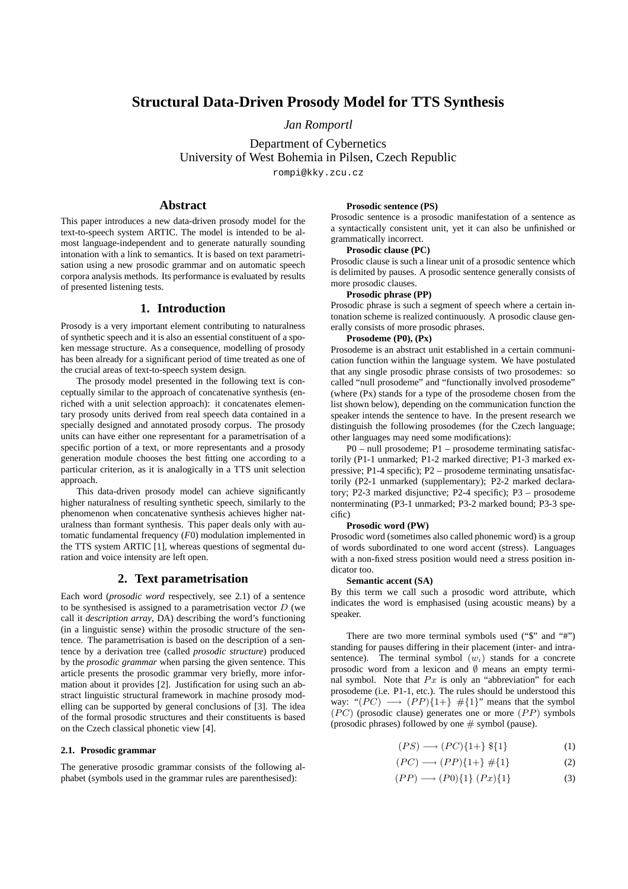# Structural Data-Driven Prosody Model for TTS Synthesis

*Jan Romportl*

Department of Cybernetics
University of West Bohemia in Pilsen, Czech Republic
rompi@kky.zcu.cz

## Abstract

This paper introduces a new data-driven prosody model for the text-to-speech system ARTIC. The model is intended to be almost language-independent and to generate naturally sounding intonation with a link to semantics. It is based on text parametrisation using a new prosodic grammar and on automatic speech corpora analysis methods. Its performance is evaluated by results of presented listening tests.

## 1. Introduction

Prosody is a very important element contributing to naturalness of synthetic speech and it is also an essential constituent of a spoken message structure. As a consequence, modelling of prosody has been already for a significant period of time treated as one of the crucial areas of text-to-speech system design.

The prosody model presented in the following text is conceptually similar to the approach of concatenative synthesis (enriched with a unit selection approach): it concatenates elementary prosody units derived from real speech data contained in a specially designed and annotated prosody corpus. The prosody units can have either one representant for a parametrisation of a specific portion of a text, or more representants and a prosody generation module chooses the best fitting one according to a particular criterion, as it is analogically in a TTS unit selection approach.

This data-driven prosody model can achieve significantly higher naturalness of resulting synthetic speech, similarly to the phenomenon when concatenative synthesis achieves higher naturalness than formant synthesis. This paper deals only with automatic fundamental frequency ($F0$) modulation implemented in the TTS system ARTIC [1], whereas questions of segmental duration and voice intensity are left open.

## 2. Text parametrisation

Each word (*prosodic word* respectively, see 2.1) of a sentence to be synthesised is assigned to a parametrisation vector $D$ (we call it *description array*, DA) describing the word's functioning (in a linguistic sense) within the prosodic structure of the sentence. The parametrisation is based on the description of a sentence by a derivation tree (called *prosodic structure*) produced by the *prosodic grammar* when parsing the given sentence. This article presents the prosodic grammar very briefly, more information about it provides [2]. Justification for using such an abstract linguistic structural framework in machine prosody modelling can be supported by general conclusions of [3]. The idea of the formal prosodic structures and their constituents is based on the Czech classical phonetic view [4].

### 2.1. Prosodic grammar

The generative prosodic grammar consists of the following alphabet (symbols used in the grammar rules are parenthesised):

**Prosodic sentence (PS)**
Prosodic sentence is a prosodic manifestation of a sentence as a syntactically consistent unit, yet it can also be unfinished or grammatically incorrect.

**Prosodic clause (PC)**
Prosodic clause is such a linear unit of a prosodic sentence which is delimited by pauses. A prosodic sentence generally consists of more prosodic clauses.

**Prosodic phrase (PP)**
Prosodic phrase is such a segment of speech where a certain intonation scheme is realized continuously. A prosodic clause generally consists of more prosodic phrases.

**Prosodeme (P0), (Px)**
Prosodeme is an abstract unit established in a certain communication function within the language system. We have postulated that any single prosodic phrase consists of two prosodemes: so called "null prosodeme" and "functionally involved prosodeme" (where (Px) stands for a type of the prosodeme chosen from the list shown below), depending on the communication function the speaker intends the sentence to have. In the present research we distinguish the following prosodemes (for the Czech language; other languages may need some modifications):

P0 – null prosodeme; P1 – prosodeme terminating satisfactorily (P1-1 unmarked; P1-2 marked directive; P1-3 marked expressive; P1-4 specific); P2 – prosodeme terminating unsatisfactorily (P2-1 unmarked (supplementary); P2-2 marked declaratory; P2-3 marked disjunctive; P2-4 specific); P3 – prosodeme nonterminating (P3-1 unmarked; P3-2 marked bound; P3-3 specific)

**Prosodic word (PW)**
Prosodic word (sometimes also called phonemic word) is a group of words subordinated to one word accent (stress). Languages with a non-fixed stress position would need a stress position indicator too.

**Semantic accent (SA)**
By this term we call such a prosodic word attribute, which indicates the word is emphasised (using acoustic means) by a speaker.

There are two more terminal symbols used ("$" and "#") standing for pauses differing in their placement (inter- and intra-sentence). The terminal symbol $(w_i)$ stands for a concrete prosodic word from a lexicon and $\emptyset$ means an empty terminal symbol. Note that $Px$ is only an "abbreviation" for each prosodeme (i.e. P1-1, etc.). The rules should be understood this way: "$(PC) \longrightarrow (PP)\{1+\}\ \#\{1\}$" means that the symbol $(PC)$ (prosodic clause) generates one or more $(PP)$ symbols (prosodic phrases) followed by one $\#$ symbol (pause).

$$(PS) \longrightarrow (PC)\{1+\}\ \$\{1\} \tag{1}$$

$$(PC) \longrightarrow (PP)\{1+\}\ \#\{1\} \tag{2}$$

$$(PP) \longrightarrow (P0)\{1\}\ (Px)\{1\} \tag{3}$$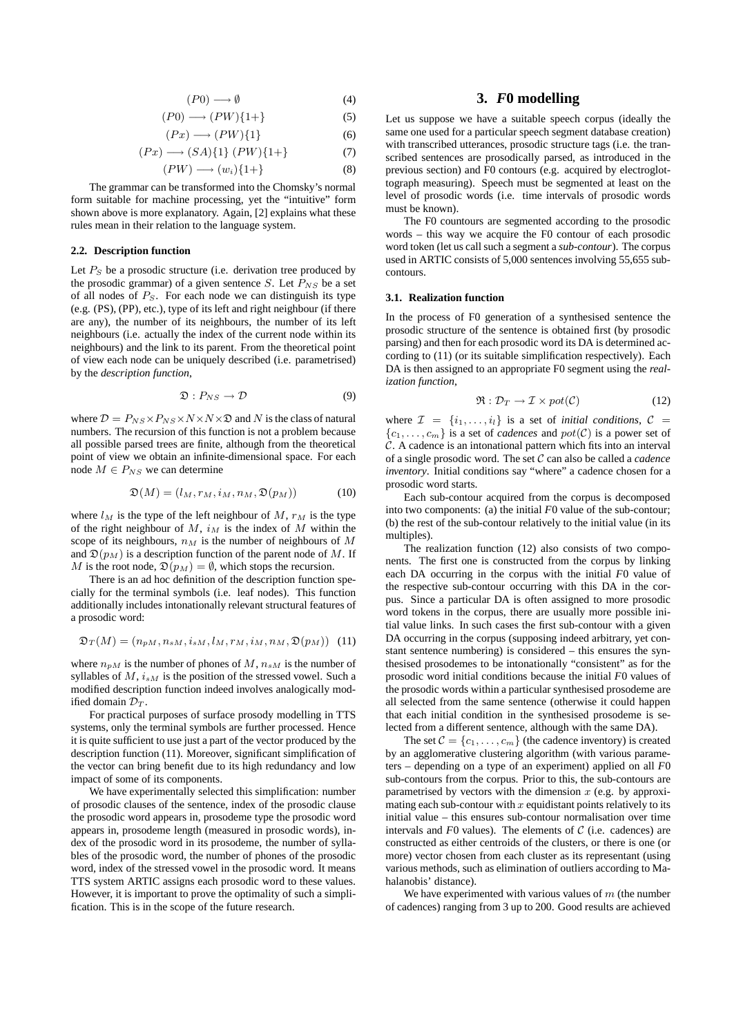$$(P0) \longrightarrow \emptyset \tag{4}$$

$$(P0) \longrightarrow (PW)\{1+\} \tag{5}$$

$$(Px) \longrightarrow (PW)\{1\} \tag{6}$$

$$(Px) \longrightarrow (SA)\{1\}\ (PW)\{1+\} \tag{7}$$

$$(PW) \longrightarrow (w_i)\{1+\} \tag{8}$$

The grammar can be transformed into the Chomsky's normal form suitable for machine processing, yet the "intuitive" form shown above is more explanatory. Again, [2] explains what these rules mean in their relation to the language system.

### 2.2. Description function

Let $P_S$ be a prosodic structure (i.e. derivation tree produced by the prosodic grammar) of a given sentence $S$. Let $P_{NS}$ be a set of all nodes of $P_S$. For each node we can distinguish its type (e.g. (PS), (PP), etc.), type of its left and right neighbour (if there are any), the number of its neighbours, the number of its left neighbours (i.e. actually the index of the current node within its neighbours) and the link to its parent. From the theoretical point of view each node can be uniquely described (i.e. parametrised) by the *description function*,

$$\mathfrak{D} : P_{NS} \rightarrow \mathcal{D} \tag{9}$$

where $\mathcal{D} = P_{NS} \times P_{NS} \times N \times N \times \mathfrak{D}$ and $N$ is the class of natural numbers. The recursion of this function is not a problem because all possible parsed trees are finite, although from the theoretical point of view we obtain an infinite-dimensional space. For each node $M \in P_{NS}$ we can determine

$$\mathfrak{D}(M) = (l_M, r_M, i_M, n_M, \mathfrak{D}(p_M)) \tag{10}$$

where $l_M$ is the type of the left neighbour of $M$, $r_M$ is the type of the right neighbour of $M$, $i_M$ is the index of $M$ within the scope of its neighbours, $n_M$ is the number of neighbours of $M$ and $\mathfrak{D}(p_M)$ is a description function of the parent node of $M$. If $M$ is the root node, $\mathfrak{D}(p_M) = \emptyset$, which stops the recursion.

There is an ad hoc definition of the description function specially for the terminal symbols (i.e. leaf nodes). This function additionally includes intonationally relevant structural features of a prosodic word:

$$\mathfrak{D}_T(M) = (n_{pM}, n_{sM}, i_{sM}, l_M, r_M, i_M, n_M, \mathfrak{D}(p_M)) \tag{11}$$

where $n_{pM}$ is the number of phones of $M$, $n_{sM}$ is the number of syllables of $M$, $i_{sM}$ is the position of the stressed vowel. Such a modified description function indeed involves analogically modified domain $\mathcal{D}_T$.

For practical purposes of surface prosody modelling in TTS systems, only the terminal symbols are further processed. Hence it is quite sufficient to use just a part of the vector produced by the description function (11). Moreover, significant simplification of the vector can bring benefit due to its high redundancy and low impact of some of its components.

We have experimentally selected this simplification: number of prosodic clauses of the sentence, index of the prosodic clause the prosodic word appears in, prosodeme type the prosodic word appears in, prosodeme length (measured in prosodic words), index of the prosodic word in its prosodeme, the number of syllables of the prosodic word, the number of phones of the prosodic word, index of the stressed vowel in the prosodic word. It means TTS system ARTIC assigns each prosodic word to these values. However, it is important to prove the optimality of such a simplification. This is in the scope of the future research.

## 3. *F*0 modelling

Let us suppose we have a suitable speech corpus (ideally the same one used for a particular speech segment database creation) with transcribed utterances, prosodic structure tags (i.e. the transcribed sentences are prosodically parsed, as introduced in the previous section) and F0 contours (e.g. acquired by electroglottograph measuring). Speech must be segmented at least on the level of prosodic words (i.e. time intervals of prosodic words must be known).

The F0 countours are segmented according to the prosodic words – this way we acquire the F0 contour of each prosodic word token (let us call such a segment a ***sub-contour***). The corpus used in ARTIC consists of 5,000 sentences involving 55,655 sub-contours.

### 3.1. Realization function

In the process of F0 generation of a synthesised sentence the prosodic structure of the sentence is obtained first (by prosodic parsing) and then for each prosodic word its DA is determined according to (11) (or its suitable simplification respectively). Each DA is then assigned to an appropriate F0 segment using the *realization function*,

$$\mathfrak{R} : \mathcal{D}_T \rightarrow \mathcal{I} \times pot(\mathcal{C}) \tag{12}$$

where $\mathcal{I} = \{i_1, \ldots, i_l\}$ is a set of *initial conditions*, $\mathcal{C} = \{c_1, \ldots, c_m\}$ is a set of *cadences* and $pot(\mathcal{C})$ is a power set of $\mathcal{C}$. A cadence is an intonational pattern which fits into an interval of a single prosodic word. The set $\mathcal{C}$ can also be called a *cadence inventory*. Initial conditions say "where" a cadence chosen for a prosodic word starts.

Each sub-contour acquired from the corpus is decomposed into two components: (a) the initial *F*0 value of the sub-contour; (b) the rest of the sub-contour relatively to the initial value (in its multiples).

The realization function (12) also consists of two components. The first one is constructed from the corpus by linking each DA occurring in the corpus with the initial *F*0 value of the respective sub-contour occurring with this DA in the corpus. Since a particular DA is often assigned to more prosodic word tokens in the corpus, there are usually more possible initial value links. In such cases the first sub-contour with a given DA occurring in the corpus (supposing indeed arbitrary, yet constant sentence numbering) is considered – this ensures the synthesised prosodemes to be intonationally "consistent" as for the prosodic word initial conditions because the initial *F*0 values of the prosodic words within a particular synthesised prosodeme are all selected from the same sentence (otherwise it could happen that each initial condition in the synthesised prosodeme is selected from a different sentence, although with the same DA).

The set $\mathcal{C} = \{c_1, \ldots, c_m\}$ (the cadence inventory) is created by an agglomerative clustering algorithm (with various parameters – depending on a type of an experiment) applied on all *F*0 sub-contours from the corpus. Prior to this, the sub-contours are parametrised by vectors with the dimension $x$ (e.g. by approximating each sub-contour with $x$ equidistant points relatively to its initial value – this ensures sub-contour normalisation over time intervals and *F*0 values). The elements of $\mathcal{C}$ (i.e. cadences) are constructed as either centroids of the clusters, or there is one (or more) vector chosen from each cluster as its representant (using various methods, such as elimination of outliers according to Mahalanobis' distance).

We have experimented with various values of $m$ (the number of cadences) ranging from 3 up to 200. Good results are achieved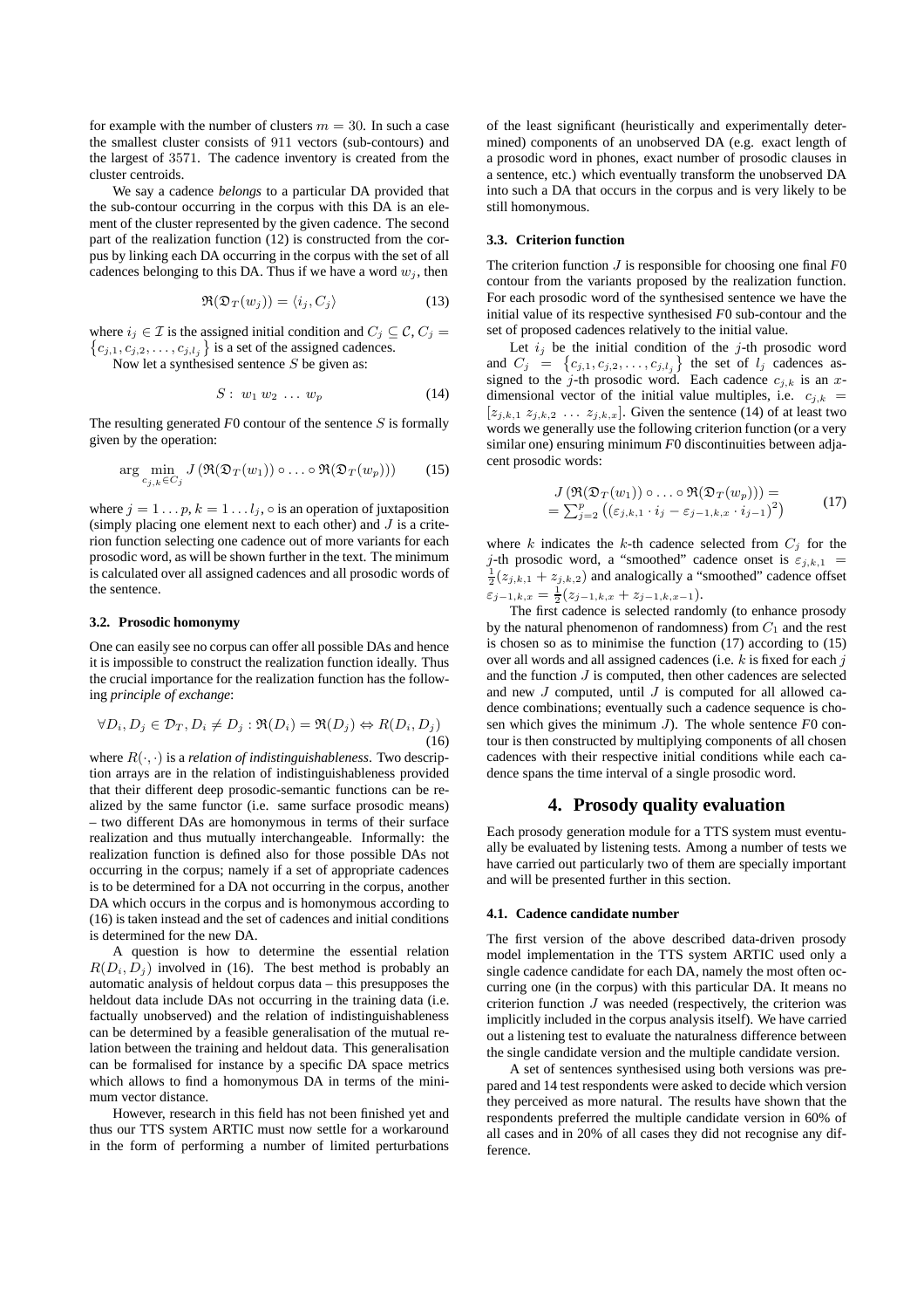for example with the number of clusters $m = 30$. In such a case the smallest cluster consists of 911 vectors (sub-contours) and the largest of 3571. The cadence inventory is created from the cluster centroids.

We say a cadence *belongs* to a particular DA provided that the sub-contour occurring in the corpus with this DA is an element of the cluster represented by the given cadence. The second part of the realization function (12) is constructed from the corpus by linking each DA occurring in the corpus with the set of all cadences belonging to this DA. Thus if we have a word $w_j$, then

$$\mathfrak{R}(\mathfrak{D}_T(w_j)) = \langle i_j, C_j \rangle \tag{13}$$

where $i_j \in \mathcal{I}$ is the assigned initial condition and $C_j \subseteq \mathcal{C}, C_j = \{c_{j,1}, c_{j,2}, \ldots, c_{j,l_j}\}$ is a set of the assigned cadences.

Now let a synthesised sentence $S$ be given as:

$$S: \; w_1 \, w_2 \, \ldots \, w_p \tag{14}$$

The resulting generated $F0$ contour of the sentence $S$ is formally given by the operation:

$$\arg \min_{c_{j,k} \in C_j} J\left(\mathfrak{R}(\mathfrak{D}_T(w_1)) \circ \ldots \circ \mathfrak{R}(\mathfrak{D}_T(w_p))\right) \tag{15}$$

where $j = 1 \ldots p, k = 1 \ldots l_j$, $\circ$ is an operation of juxtaposition (simply placing one element next to each other) and $J$ is a criterion function selecting one cadence out of more variants for each prosodic word, as will be shown further in the text. The minimum is calculated over all assigned cadences and all prosodic words of the sentence.

### 3.2. Prosodic homonymy

One can easily see no corpus can offer all possible DAs and hence it is impossible to construct the realization function ideally. Thus the crucial importance for the realization function has the following *principle of exchange*:

$$\forall D_i, D_j \in \mathcal{D}_T, D_i \neq D_j : \mathfrak{R}(D_i) = \mathfrak{R}(D_j) \Leftrightarrow R(D_i, D_j) \tag{16}$$

where $R(\cdot, \cdot)$ is a *relation of indistinguishableness*. Two description arrays are in the relation of indistinguishableness provided that their different deep prosodic-semantic functions can be realized by the same functor (i.e. same surface prosodic means) – two different DAs are homonymous in terms of their surface realization and thus mutually interchangeable. Informally: the realization function is defined also for those possible DAs not occurring in the corpus; namely if a set of appropriate cadences is to be determined for a DA not occurring in the corpus, another DA which occurs in the corpus and is homonymous according to (16) is taken instead and the set of cadences and initial conditions is determined for the new DA.

A question is how to determine the essential relation $R(D_i, D_j)$ involved in (16). The best method is probably an automatic analysis of heldout corpus data – this presupposes the heldout data include DAs not occurring in the training data (i.e. factually unobserved) and the relation of indistinguishableness can be determined by a feasible generalisation of the mutual relation between the training and heldout data. This generalisation can be formalised for instance by a specific DA space metrics which allows to find a homonymous DA in terms of the minimum vector distance.

However, research in this field has not been finished yet and thus our TTS system ARTIC must now settle for a workaround in the form of performing a number of limited perturbations of the least significant (heuristically and experimentally determined) components of an unobserved DA (e.g. exact length of a prosodic word in phones, exact number of prosodic clauses in a sentence, etc.) which eventually transform the unobserved DA into such a DA that occurs in the corpus and is very likely to be still homonymous.

### 3.3. Criterion function

The criterion function $J$ is responsible for choosing one final $F0$ contour from the variants proposed by the realization function. For each prosodic word of the synthesised sentence we have the initial value of its respective synthesised $F0$ sub-contour and the set of proposed cadences relatively to the initial value.

Let $i_j$ be the initial condition of the $j$-th prosodic word and $C_j = \{c_{j,1}, c_{j,2}, \ldots, c_{j,l_j}\}$ the set of $l_j$ cadences assigned to the $j$-th prosodic word. Each cadence $c_{j,k}$ is an $x$-dimensional vector of the initial value multiples, i.e. $c_{j,k} = [z_{j,k,1} \; z_{j,k,2} \; \ldots \; z_{j,k,x}]$. Given the sentence (14) of at least two words we generally use the following criterion function (or a very similar one) ensuring minimum $F0$ discontinuities between adjacent prosodic words:

$$\begin{aligned} &J\left(\mathfrak{R}(\mathfrak{D}_T(w_1)) \circ \ldots \circ \mathfrak{R}(\mathfrak{D}_T(w_p))\right) = \\ &= \sum_{j=2}^{p} \left( (\varepsilon_{j,k,1} \cdot i_j - \varepsilon_{j-1,k,x} \cdot i_{j-1})^2 \right) \end{aligned} \tag{17}$$

where $k$ indicates the $k$-th cadence selected from $C_j$ for the $j$-th prosodic word, a "smoothed" cadence onset is $\varepsilon_{j,k,1} = \frac{1}{2}(z_{j,k,1} + z_{j,k,2})$ and analogically a "smoothed" cadence offset $\varepsilon_{j-1,k,x} = \frac{1}{2}(z_{j-1,k,x} + z_{j-1,k,x-1})$.

The first cadence is selected randomly (to enhance prosody by the natural phenomenon of randomness) from $C_1$ and the rest is chosen so as to minimise the function (17) according to (15) over all words and all assigned cadences (i.e. $k$ is fixed for each $j$ and the function $J$ is computed, then other cadences are selected and new $J$ computed, until $J$ is computed for all allowed cadence combinations; eventually such a cadence sequence is chosen which gives the minimum $J$). The whole sentence $F0$ contour is then constructed by multiplying components of all chosen cadences with their respective initial conditions while each cadence spans the time interval of a single prosodic word.

## 4. Prosody quality evaluation

Each prosody generation module for a TTS system must eventually be evaluated by listening tests. Among a number of tests we have carried out particularly two of them are specially important and will be presented further in this section.

### 4.1. Cadence candidate number

The first version of the above described data-driven prosody model implementation in the TTS system ARTIC used only a single cadence candidate for each DA, namely the most often occurring one (in the corpus) with this particular DA. It means no criterion function $J$ was needed (respectively, the criterion was implicitly included in the corpus analysis itself). We have carried out a listening test to evaluate the naturalness difference between the single candidate version and the multiple candidate version.

A set of sentences synthesised using both versions was prepared and 14 test respondents were asked to decide which version they perceived as more natural. The results have shown that the respondents preferred the multiple candidate version in 60% of all cases and in 20% of all cases they did not recognise any difference.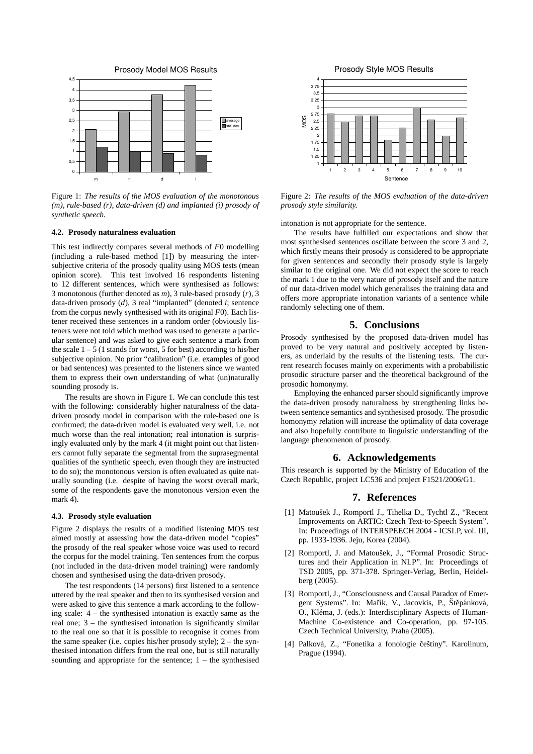Prosody Model MOS Results

4,5
4
3,5
3
2,5
2
1,5
1
0,5
0

m r d i

average
std. dev.

Figure 1: *The results of the MOS evaluation of the monotonous (m), rule-based (r), data-driven (d) and implanted (i) prosody of synthetic speech.*

### 4.2. Prosody naturalness evaluation

This test indirectly compares several methods of $F0$ modelling (including a rule-based method [1]) by measuring the inter-subjective criteria of the prosody quality using MOS tests (mean opinion score). This test involved 16 respondents listening to 12 different sentences, which were synthesised as follows: 3 monotonous (further denoted as *m*), 3 rule-based prosody (*r*), 3 data-driven prosody (*d*), 3 real "implanted" (denoted *i*; sentence from the corpus newly synthesised with its original $F0$). Each listener received these sentences in a random order (obviously listeners were not told which method was used to generate a particular sentence) and was asked to give each sentence a mark from the scale 1 – 5 (1 stands for worst, 5 for best) according to his/her subjective opinion. No prior "calibration" (i.e. examples of good or bad sentences) was presented to the listeners since we wanted them to express their own understanding of what (un)naturally sounding prosody is.

The results are shown in Figure 1. We can conclude this test with the following: considerably higher naturalness of the data-driven prosody model in comparison with the rule-based one is confirmed; the data-driven model is evaluated very well, i.e. not much worse than the real intonation; real intonation is surprisingly evaluated only by the mark 4 (it might point out that listeners cannot fully separate the segmental from the suprasegmental qualities of the synthetic speech, even though they are instructed to do so); the monotonous version is often evaluated as quite naturally sounding (i.e. despite of having the worst overall mark, some of the respondents gave the monotonous version even the mark 4).

### 4.3. Prosody style evaluation

Figure 2 displays the results of a modified listening MOS test aimed mostly at assessing how the data-driven model "copies" the prosody of the real speaker whose voice was used to record the corpus for the model training. Ten sentences from the corpus (not included in the data-driven model training) were randomly chosen and synthesised using the data-driven prosody.

The test respondents (14 persons) first listened to a sentence uttered by the real speaker and then to its synthesised version and were asked to give this sentence a mark according to the following scale: 4 – the synthesised intonation is exactly same as the real one; 3 – the synthesised intonation is significantly similar to the real one so that it is possible to recognise it comes from the same speaker (i.e. copies his/her prosody style); 2 – the synthesised intonation differs from the real one, but is still naturally sounding and appropriate for the sentence; 1 – the synthesised intonation is not appropriate for the sentence.

Prosody Style MOS Results

MOS

4
3,75
3,5
3,25
3
2,75
2,5
2,25
2
1,75
1,5
1,25
1

1 2 3 4 5 6 7 8 9 10

Sentence

Figure 2: *The results of the MOS evaluation of the data-driven prosody style similarity.*

The results have fulfilled our expectations and show that most synthesised sentences oscillate between the score 3 and 2, which firstly means their prosody is considered to be appropriate for given sentences and secondly their prosody style is largely similar to the original one. We did not expect the score to reach the mark 1 due to the very nature of prosody itself and the nature of our data-driven model which generalises the training data and offers more appropriate intonation variants of a sentence while randomly selecting one of them.

## 5. Conclusions

Prosody synthesised by the proposed data-driven model has proved to be very natural and positively accepted by listeners, as underlaid by the results of the listening tests. The current research focuses mainly on experiments with a probabilistic prosodic structure parser and the theoretical background of the prosodic homonymy.

Employing the enhanced parser should significantly improve the data-driven prosody naturalness by strengthening links between sentence semantics and synthesised prosody. The prosodic homonymy relation will increase the optimality of data coverage and also hopefully contribute to linguistic understanding of the language phenomenon of prosody.

## 6. Acknowledgements

This research is supported by the Ministry of Education of the Czech Republic, project LC536 and project F1521/2006/G1.

## 7. References

[1] Matoušek J., Romportl J., Tihelka D., Tychtl Z., "Recent Improvements on ARTIC: Czech Text-to-Speech System". In: Proceedings of INTERSPEECH 2004 - ICSLP, vol. III, pp. 1933-1936. Jeju, Korea (2004).

[2] Romportl, J. and Matoušek, J., "Formal Prosodic Structures and their Application in NLP". In: Proceedings of TSD 2005, pp. 371-378. Springer-Verlag, Berlin, Heidelberg (2005).

[3] Romportl, J., "Consciousness and Causal Paradox of Emergent Systems". In: Mařík, V., Jacovkis, P., Štěpánková, O., Kléma, J. (eds.): Interdisciplinary Aspects of Human-Machine Co-existence and Co-operation, pp. 97-105. Czech Technical University, Praha (2005).

[4] Palková, Z., "Fonetika a fonologie češtiny". Karolinum, Prague (1994).